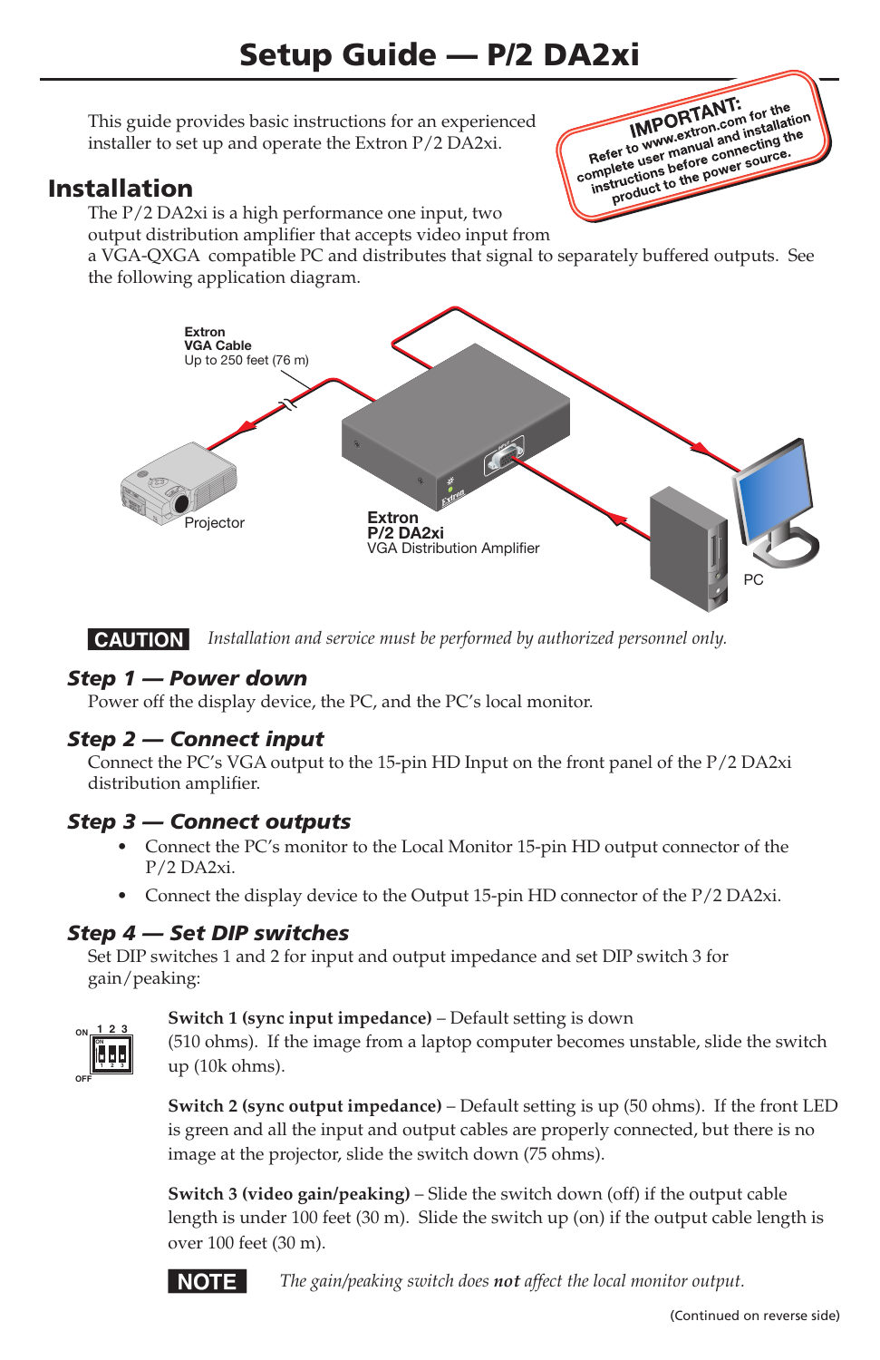# Setup Guide — P/2 DA2xi

This guide provides basic instructions for an experienced installer to set up and operate the Extron P/2 DA2xi.

**IMPORTANT:** Refer to www.extron.com for the complete user manual and installation instructions before connecting the product to the power source.

## Installation

The P/2 DA2xi is a high performance one input, two output distribution amplifier that accepts video input from a VGA-QXGA compatible PC and distributes that signal to separately buffered outputs. See the following application diagram.

Extron VGA Cable
Up to 250 feet (76 m)

Projector

Extron P/2 DA2xi
VGA Distribution Amplifier

PC

**CAUTION** *Installation and service must be performed by authorized personnel only.*

### *Step 1 — Power down*

Power off the display device, the PC, and the PC's local monitor.

### *Step 2 — Connect input*

Connect the PC's VGA output to the 15-pin HD Input on the front panel of the P/2 DA2xi distribution amplifier.

### *Step 3 — Connect outputs*

- Connect the PC's monitor to the Local Monitor 15-pin HD output connector of the P/2 DA2xi.
- Connect the display device to the Output 15-pin HD connector of the P/2 DA2xi.

### *Step 4 — Set DIP switches*

Set DIP switches 1 and 2 for input and output impedance and set DIP switch 3 for gain/peaking:

**Switch 1 (sync input impedance)** – Default setting is down (510 ohms). If the image from a laptop computer becomes unstable, slide the switch up (10k ohms).

**Switch 2 (sync output impedance)** – Default setting is up (50 ohms). If the front LED is green and all the input and output cables are properly connected, but there is no image at the projector, slide the switch down (75 ohms).

**Switch 3 (video gain/peaking)** – Slide the switch down (off) if the output cable length is under 100 feet (30 m). Slide the switch up (on) if the output cable length is over 100 feet (30 m).

**NOTE** *The gain/peaking switch does **not** affect the local monitor output.*

(Continued on reverse side)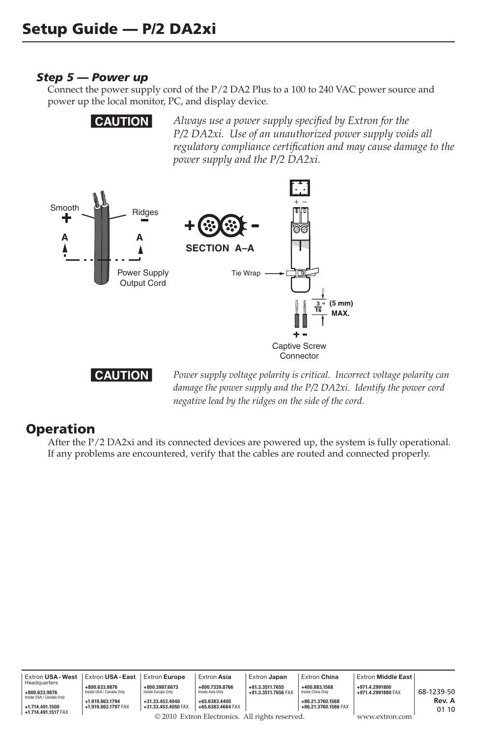# Setup Guide — P/2 DA2xi

### *Step 5 — Power up*

Connect the power supply cord of the P/2 DA2 Plus to a 100 to 240 VAC power source and power up the local monitor, PC, and display device.

**CAUTION** *Always use a power supply specified by Extron for the P/2 DA2xi. Use of an unauthorized power supply voids all regulatory compliance certification and may cause damage to the power supply and the P/2 DA2xi.*

Smooth

Ridges

A

A

Power Supply Output Cord

SECTION A–A

Tie Wrap

3/16" (5 mm) MAX.

Captive Screw Connector

**CAUTION** *Power supply voltage polarity is critical. Incorrect voltage polarity can damage the power supply and the P/2 DA2xi. Identify the power cord negative lead by the ridges on the side of the cord.*

## Operation

After the P/2 DA2xi and its connected devices are powered up, the system is fully operational. If any problems are encountered, verify that the cables are routed and connected properly.

| Extron **USA - West** Headquarters | Extron **USA - East** | Extron **Europe** | Extron **Asia** | Extron **Japan** | Extron **China** | Extron **Middle East** | |
|---|---|---|---|---|---|---|---|
| **+800.633.9876** Inside USA / Canada Only<br>**+1.714.491.1500**<br>**+1.714.491.1517** FAX | **+800.633.9876** Inside USA / Canada Only<br>**+1.919.863.1794**<br>**+1.919.863.1797** FAX | **+800.3987.6673** Inside Europe Only<br>**+31.33.453.4040**<br>**+31.33.453.4050** FAX | **+800.7339.8766** Inside Asia Only<br>**+65.6383.4400**<br>**+65.6383.4664** FAX | **+81.3.3511.7655**<br>**+81.3.3511.7656** FAX | **+400.883.1568** Inside China Only<br>**+86.21.3760.1568**<br>**+86.21.3760.1566** FAX | **+971.4.2991800**<br>**+971.4.2991880** FAX | 68-1239-50<br>**Rev. A**<br>01 10 |

© 2010 Extron Electronics. All rights reserved. www.extron.com